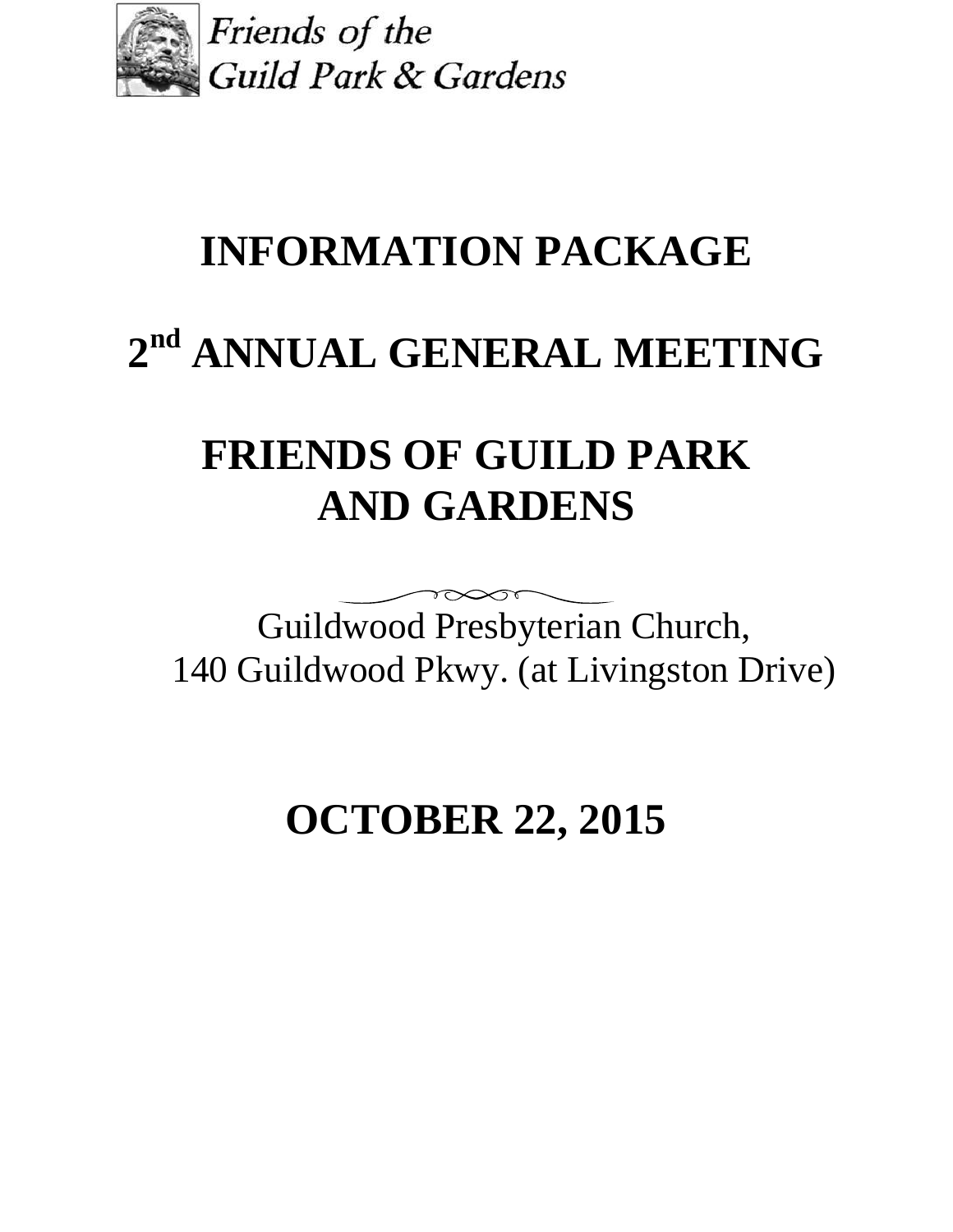Friends of the
Guild Park & Gardens

# INFORMATION PACKAGE

# 2nd ANNUAL GENERAL MEETING

# FRIENDS OF GUILD PARK AND GARDENS

Guildwood Presbyterian Church,
140 Guildwood Pkwy. (at Livingston Drive)

# OCTOBER 22, 2015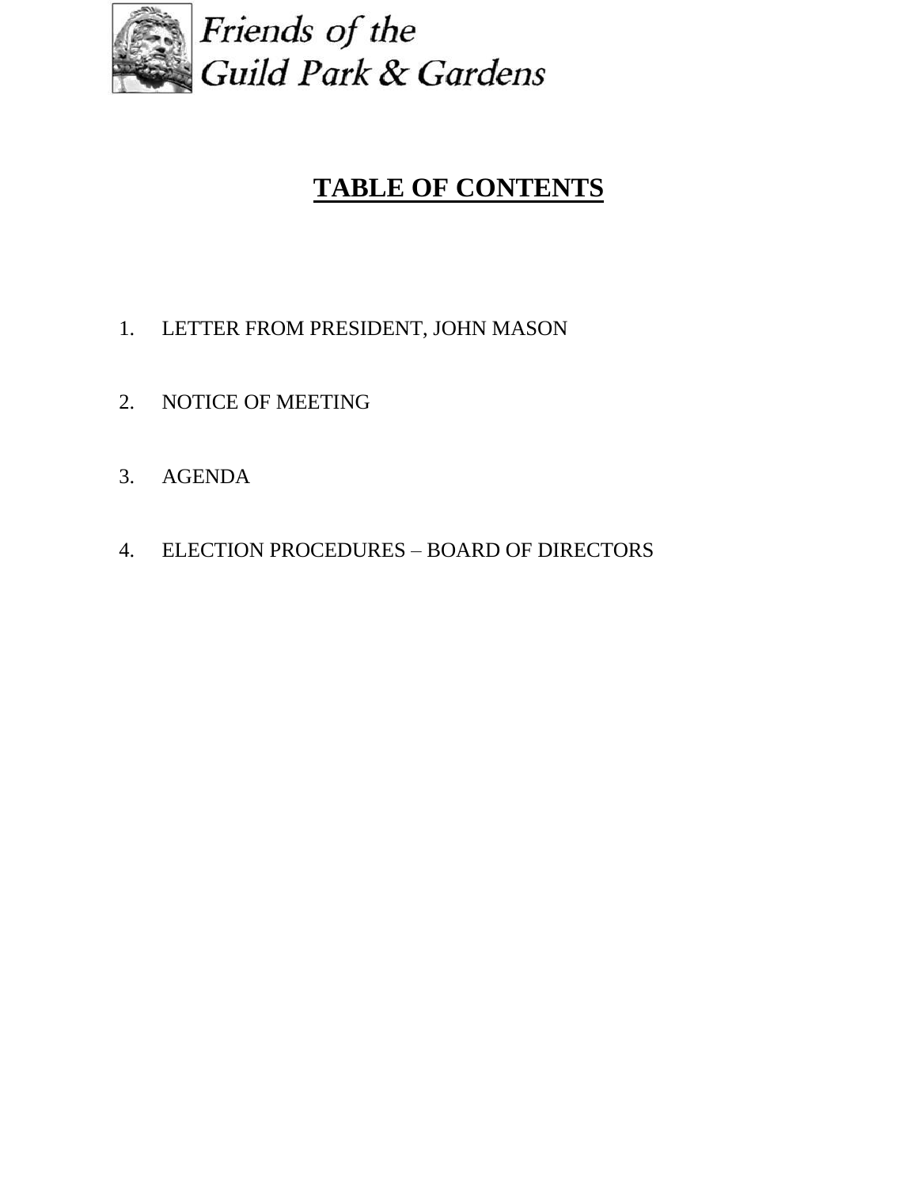Friends of the Guild Park & Gardens

# TABLE OF CONTENTS

1. LETTER FROM PRESIDENT, JOHN MASON
2. NOTICE OF MEETING
3. AGENDA
4. ELECTION PROCEDURES – BOARD OF DIRECTORS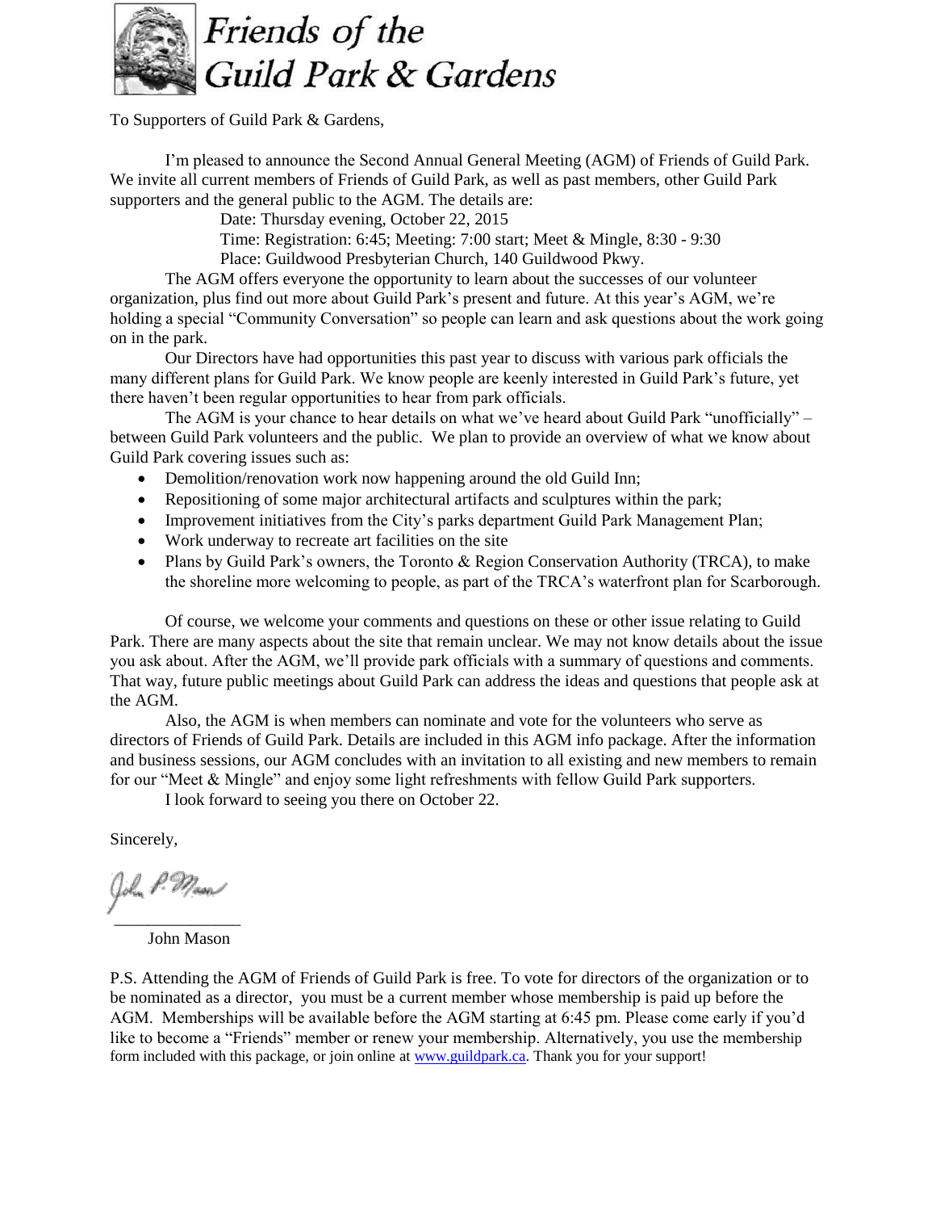# Friends of the Guild Park & Gardens

To Supporters of Guild Park & Gardens,

I'm pleased to announce the Second Annual General Meeting (AGM) of Friends of Guild Park. We invite all current members of Friends of Guild Park, as well as past members, other Guild Park supporters and the general public to the AGM. The details are:

Date: Thursday evening, October 22, 2015
Time: Registration: 6:45; Meeting: 7:00 start; Meet & Mingle, 8:30 - 9:30
Place: Guildwood Presbyterian Church, 140 Guildwood Pkwy.

The AGM offers everyone the opportunity to learn about the successes of our volunteer organization, plus find out more about Guild Park's present and future. At this year's AGM, we're holding a special "Community Conversation" so people can learn and ask questions about the work going on in the park.

Our Directors have had opportunities this past year to discuss with various park officials the many different plans for Guild Park. We know people are keenly interested in Guild Park's future, yet there haven't been regular opportunities to hear from park officials.

The AGM is your chance to hear details on what we've heard about Guild Park "unofficially" – between Guild Park volunteers and the public. We plan to provide an overview of what we know about Guild Park covering issues such as:

- Demolition/renovation work now happening around the old Guild Inn;
- Repositioning of some major architectural artifacts and sculptures within the park;
- Improvement initiatives from the City's parks department Guild Park Management Plan;
- Work underway to recreate art facilities on the site
- Plans by Guild Park's owners, the Toronto & Region Conservation Authority (TRCA), to make the shoreline more welcoming to people, as part of the TRCA's waterfront plan for Scarborough.

Of course, we welcome your comments and questions on these or other issue relating to Guild Park. There are many aspects about the site that remain unclear. We may not know details about the issue you ask about. After the AGM, we'll provide park officials with a summary of questions and comments. That way, future public meetings about Guild Park can address the ideas and questions that people ask at the AGM.

Also, the AGM is when members can nominate and vote for the volunteers who serve as directors of Friends of Guild Park. Details are included in this AGM info package. After the information and business sessions, our AGM concludes with an invitation to all existing and new members to remain for our "Meet & Mingle" and enjoy some light refreshments with fellow Guild Park supporters.

I look forward to seeing you there on October 22.

Sincerely,

John Mason

P.S. Attending the AGM of Friends of Guild Park is free. To vote for directors of the organization or to be nominated as a director, you must be a current member whose membership is paid up before the AGM. Memberships will be available before the AGM starting at 6:45 pm. Please come early if you'd like to become a "Friends" member or renew your membership. Alternatively, you use the membership form included with this package, or join online at [www.guildpark.ca](http://www.guildpark.ca). Thank you for your support!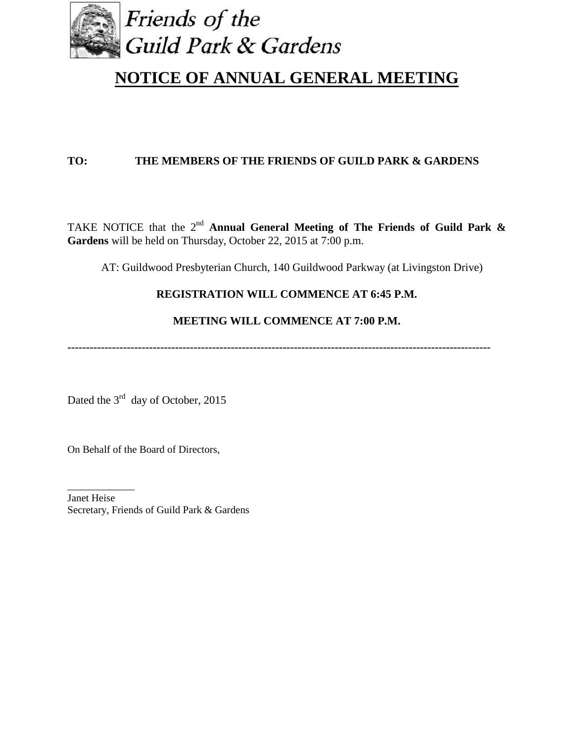Friends of the Guild Park & Gardens

# NOTICE OF ANNUAL GENERAL MEETING

**TO: THE MEMBERS OF THE FRIENDS OF GUILD PARK & GARDENS**

TAKE NOTICE that the 2nd **Annual General Meeting of The Friends of Guild Park & Gardens** will be held on Thursday, October 22, 2015 at 7:00 p.m.

AT: Guildwood Presbyterian Church, 140 Guildwood Parkway (at Livingston Drive)

**REGISTRATION WILL COMMENCE AT 6:45 P.M.**

**MEETING WILL COMMENCE AT 7:00 P.M.**

---

Dated the 3rd day of October, 2015

On Behalf of the Board of Directors,

_____________

Janet Heise
Secretary, Friends of Guild Park & Gardens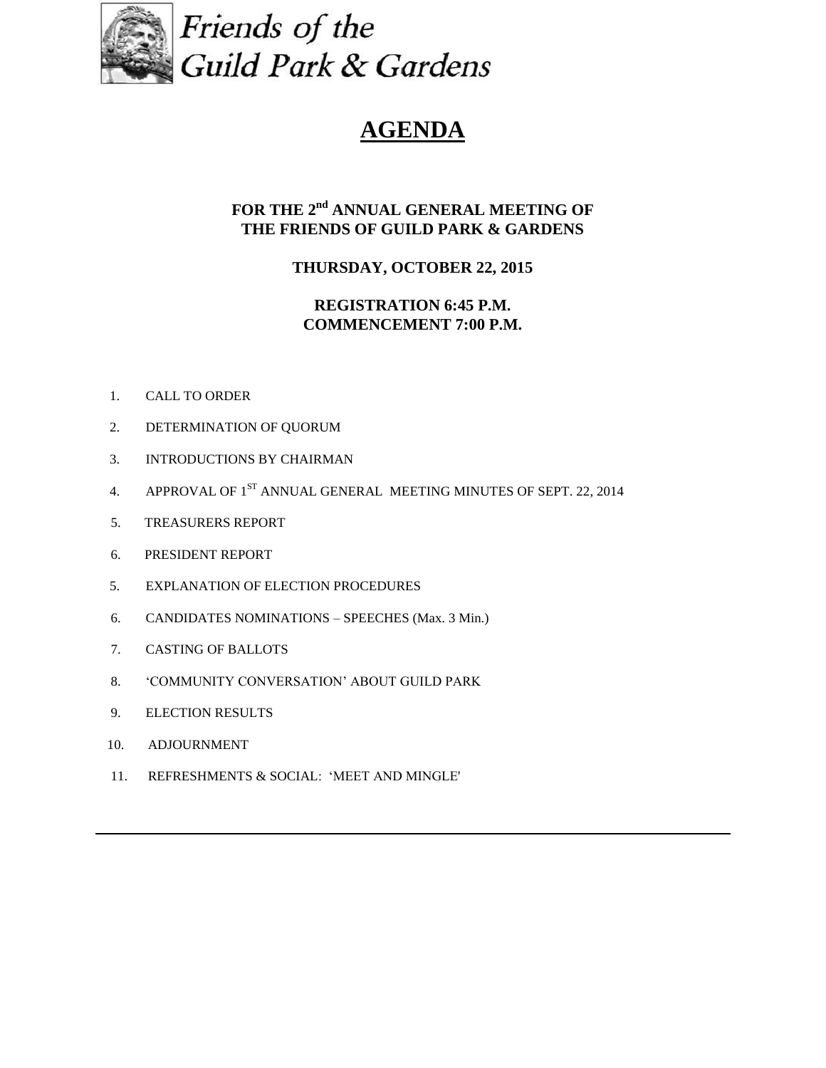Friends of the Guild Park & Gardens

# AGENDA

## FOR THE 2nd ANNUAL GENERAL MEETING OF THE FRIENDS OF GUILD PARK & GARDENS

**THURSDAY, OCTOBER 22, 2015**

**REGISTRATION 6:45 P.M.**
**COMMENCEMENT 7:00 P.M.**

1. CALL TO ORDER
2. DETERMINATION OF QUORUM
3. INTRODUCTIONS BY CHAIRMAN
4. APPROVAL OF 1ST ANNUAL GENERAL MEETING MINUTES OF SEPT. 22, 2014
5. TREASURERS REPORT
6. PRESIDENT REPORT
5. EXPLANATION OF ELECTION PROCEDURES
6. CANDIDATES NOMINATIONS – SPEECHES (Max. 3 Min.)
7. CASTING OF BALLOTS
8. 'COMMUNITY CONVERSATION' ABOUT GUILD PARK
9. ELECTION RESULTS
10. ADJOURNMENT
11. REFRESHMENTS & SOCIAL: 'MEET AND MINGLE'

---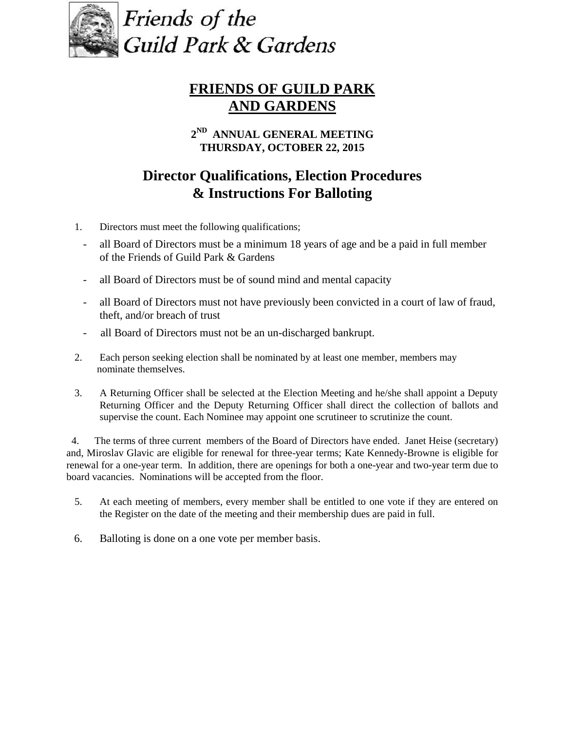Friends of the Guild Park & Gardens

# FRIENDS OF GUILD PARK AND GARDENS

### 2ND ANNUAL GENERAL MEETING
### THURSDAY, OCTOBER 22, 2015

## Director Qualifications, Election Procedures & Instructions For Balloting

1. Directors must meet the following qualifications;
   - all Board of Directors must be a minimum 18 years of age and be a paid in full member of the Friends of Guild Park & Gardens
   - all Board of Directors must be of sound mind and mental capacity
   - all Board of Directors must not have previously been convicted in a court of law of fraud, theft, and/or breach of trust
   - all Board of Directors must not be an un-discharged bankrupt.
2. Each person seeking election shall be nominated by at least one member, members may nominate themselves.
3. A Returning Officer shall be selected at the Election Meeting and he/she shall appoint a Deputy Returning Officer and the Deputy Returning Officer shall direct the collection of ballots and supervise the count. Each Nominee may appoint one scrutineer to scrutinize the count.
4. The terms of three current members of the Board of Directors have ended. Janet Heise (secretary) and, Miroslav Glavic are eligible for renewal for three-year terms; Kate Kennedy-Browne is eligible for renewal for a one-year term. In addition, there are openings for both a one-year and two-year term due to board vacancies. Nominations will be accepted from the floor.
5. At each meeting of members, every member shall be entitled to one vote if they are entered on the Register on the date of the meeting and their membership dues are paid in full.
6. Balloting is done on a one vote per member basis.